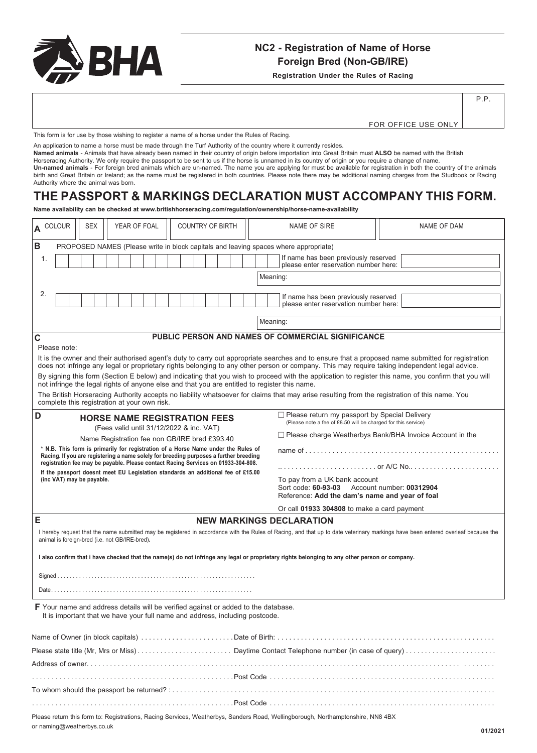# NC2 - Registration of Name of Horse Foreign Bred (Non-GB/IRE)

**Registration Under the Rules of Racing**

| | P.P. |
|---|---|
| FOR OFFICE USE ONLY | |

This form is for use by those wishing to register a name of a horse under the Rules of Racing.

An application to name a horse must be made through the Turf Authority of the country where it currently resides.

**Named animals** - Animals that have already been named in their country of origin before importation into Great Britain must **ALSO** be named with the British Horseracing Authority. We only require the passport to be sent to us if the horse is unnamed in its country of origin or you require a change of name.

**Un-named animals** - For foreign bred animals which are un-named. The name you are applying for must be available for registration in both the country of the animals birth and Great Britain or Ireland; as the name must be registered in both countries. Please note there may be additional naming charges from the Studbook or Racing Authority where the animal was born.

## THE PASSPORT & MARKINGS DECLARATION MUST ACCOMPANY THIS FORM.

**Name availability can be checked at www.britishhorseracing.com/regulation/ownership/horse-name-availability**

**A**

| COLOUR | SEX | YEAR OF FOAL | COUNTRY OF BIRTH | NAME OF SIRE | NAME OF DAM |
|---|---|---|---|---|---|
| | | | | | |

**B** PROPOSED NAMES (Please write in block capitals and leaving spaces where appropriate)

1. | | | | | | | | | | | | | | | | | | If name has been previously reserved please enter reservation number here: ____

Meaning: ____

2. | | | | | | | | | | | | | | | | | | If name has been previously reserved please enter reservation number here: ____

Meaning: ____

**C** **PUBLIC PERSON AND NAMES OF COMMERCIAL SIGNIFICANCE**

Please note:

It is the owner and their authorised agent's duty to carry out appropriate searches and to ensure that a proposed name submitted for registration does not infringe any legal or proprietary rights belonging to any other person or company. This may require taking independent legal advice.

By signing this form (Section E below) and indicating that you wish to proceed with the application to register this name, you confirm that you will not infringe the legal rights of anyone else and that you are entitled to register this name.

The British Horseracing Authority accepts no liability whatsoever for claims that may arise resulting from the registration of this name. You complete this registration at your own risk.

**D** **HORSE NAME REGISTRATION FEES**

(Fees valid until 31/12/2022 & inc. VAT)

Name Registration fee non GB/IRE bred £393.40

**\* N.B. This form is primarily for registration of a Horse Name under the Rules of Racing. If you are registering a name solely for breeding purposes a further breeding registration fee may be payable. Please contact Racing Services on 01933-304-808.**

**If the passport doesnt meet EU Legislation standards an additional fee of £15.00 (inc VAT) may be payable.**

☐ Please return my passport by Special Delivery (Please note a fee of £8.50 will be charged for this service)

☐ Please charge Weatherbys Bank/BHA Invoice Account in the name of ........................................ or A/C No. ....................

To pay from a UK bank account
Sort code: **60-93-03** Account number: **00312904**
Reference: **Add the dam's name and year of foal**

Or call **01933 304808** to make a card payment

**E** **NEW MARKINGS DECLARATION**

I hereby request that the name submitted may be registered in accordance with the Rules of Racing, and that up to date veterinary markings have been entered overleaf because the animal is foreign-bred (i.e. not GB/IRE-bred).

**I also confirm that i have checked that the name(s) do not infringe any legal or proprietary rights belonging to any other person or company.**

Signed ........................................

Date ........................................

**F** Your name and address details will be verified against or added to the database.
It is important that we have your full name and address, including postcode.

Name of Owner (in block capitals) .................... Date of Birth: ....................

Please state title (Mr, Mrs or Miss) .................... Daytime Contact Telephone number (in case of query) ....................

Address of owner. ........................................

.................... Post Code ....................

To whom should the passport be returned? : ........................................

.................... Post Code ....................

Please return this form to: Registrations, Racing Services, Weatherbys, Sanders Road, Wellingborough, Northamptonshire, NN8 4BX or naming@weatherbys.co.uk

01/2021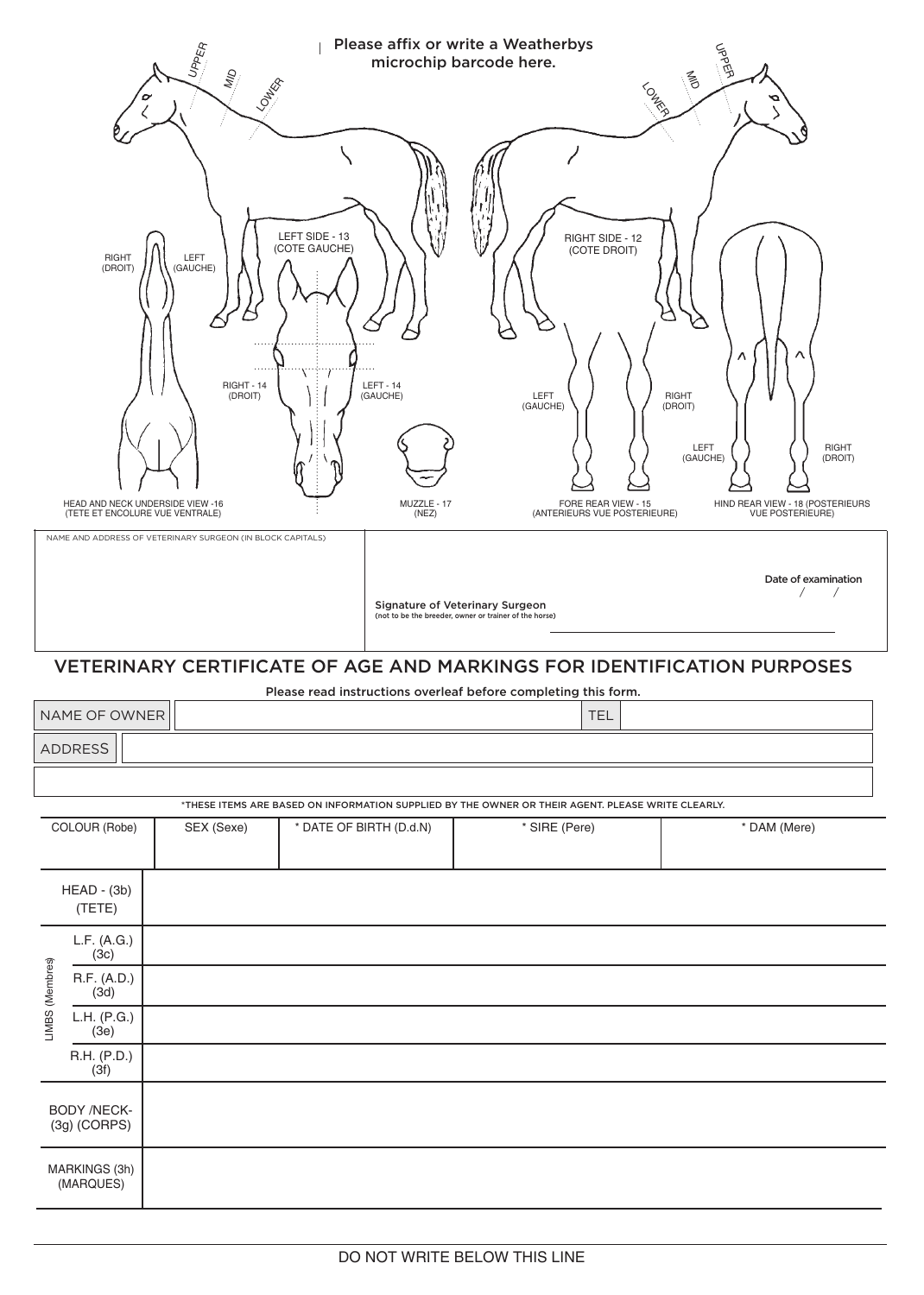Please affix or write a Weatherbys microchip barcode here.

UPPER MID LOWER

LEFT SIDE - 13 (COTE GAUCHE)

RIGHT SIDE - 12 (COTE DROIT)

RIGHT (DROIT) LEFT (GAUCHE)

RIGHT - 14 (DROIT) LEFT - 14 (GAUCHE)

LEFT (GAUCHE) RIGHT (DROIT)

HEAD AND NECK UNDERSIDE VIEW -16 (TETE ET ENCOLURE VUE VENTRALE)

MUZZLE - 17 (NEZ)

FORE REAR VIEW - 15 (ANTERIEURS VUE POSTERIEURE)

HIND REAR VIEW - 18 (POSTERIEURS VUE POSTERIEURE)

| NAME AND ADDRESS OF VETERINARY SURGEON (IN BLOCK CAPITALS) | Signature of Veterinary Surgeon (not to be the breeder, owner or trainer of the horse) — Date of examination / / |
|---|---|
| | |

# VETERINARY CERTIFICATE OF AGE AND MARKINGS FOR IDENTIFICATION PURPOSES

Please read instructions overleaf before completing this form.

| NAME OF OWNER | | TEL | |
|---|---|---|---|
| ADDRESS | | | |
| | | | |

*THESE ITEMS ARE BASED ON INFORMATION SUPPLIED BY THE OWNER OR THEIR AGENT. PLEASE WRITE CLEARLY.

| COLOUR (Robe) | SEX (Sexe) | * DATE OF BIRTH (D.d.N) | * SIRE (Pere) | * DAM (Mere) |
|---|---|---|---|---|
| | | | | |

| | | |
|---|---|---|
| HEAD - (3b) (TETE) | | |
| LIMBS (Membres) | L.F. (A.G.) (3c) | |
| | R.F. (A.D.) (3d) | |
| | L.H. (P.G.) (3e) | |
| | R.H. (P.D.) (3f) | |
| BODY /NECK- (3g) (CORPS) | | |
| MARKINGS (3h) (MARQUES) | | |

DO NOT WRITE BELOW THIS LINE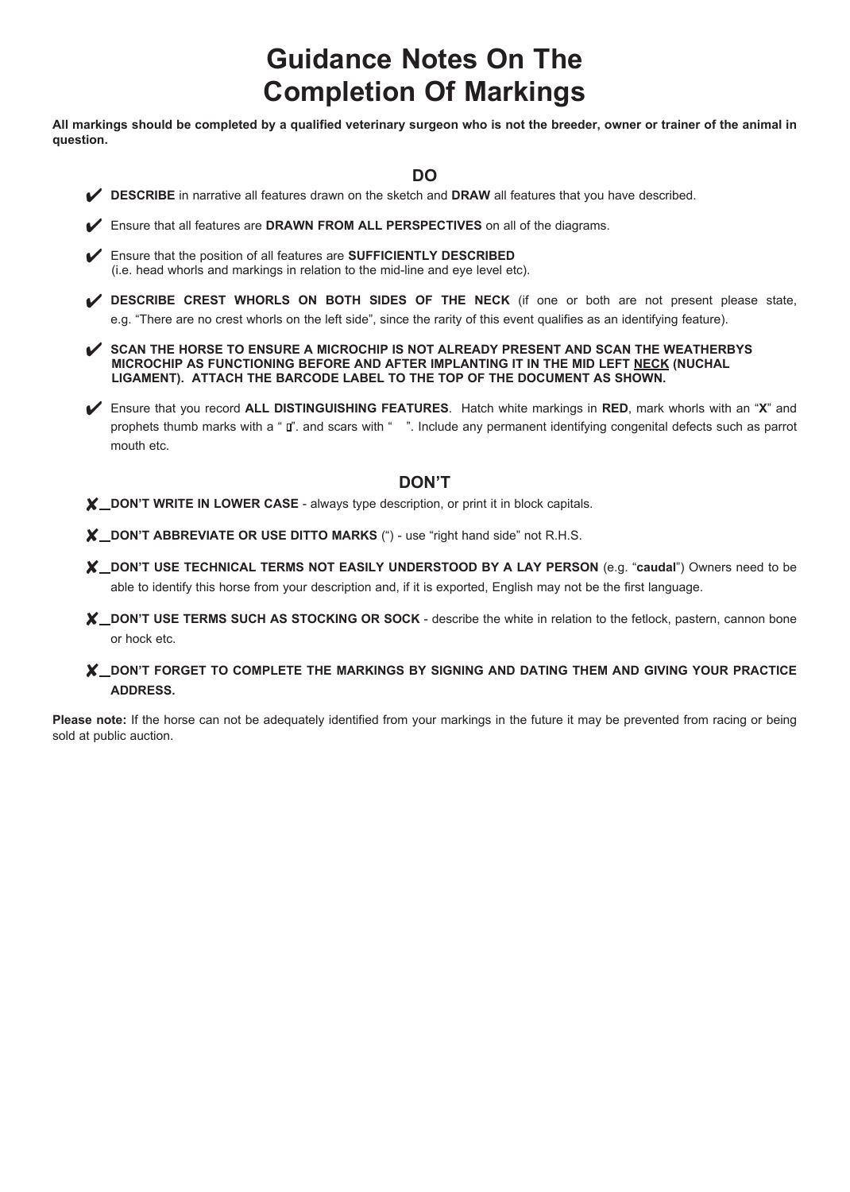# Guidance Notes On The Completion Of Markings

**All markings should be completed by a qualified veterinary surgeon who is not the breeder, owner or trainer of the animal in question.**

## DO

- ✔ **DESCRIBE** in narrative all features drawn on the sketch and **DRAW** all features that you have described.
- ✔ Ensure that all features are **DRAWN FROM ALL PERSPECTIVES** on all of the diagrams.
- ✔ Ensure that the position of all features are **SUFFICIENTLY DESCRIBED** (i.e. head whorls and markings in relation to the mid-line and eye level etc).
- ✔ **DESCRIBE CREST WHORLS ON BOTH SIDES OF THE NECK** (if one or both are not present please state, e.g. "There are no crest whorls on the left side", since the rarity of this event qualifies as an identifying feature).
- ✔ **SCAN THE HORSE TO ENSURE A MICROCHIP IS NOT ALREADY PRESENT AND SCAN THE WEATHERBYS MICROCHIP AS FUNCTIONING BEFORE AND AFTER IMPLANTING IT IN THE MID LEFT NECK (NUCHAL LIGAMENT). ATTACH THE BARCODE LABEL TO THE TOP OF THE DOCUMENT AS SHOWN.**
- ✔ Ensure that you record **ALL DISTINGUISHING FEATURES**. Hatch white markings in **RED**, mark whorls with an "**X**" and prophets thumb marks with a " ▯". and scars with "   ". Include any permanent identifying congenital defects such as parrot mouth etc.

## DON'T

- ✘ **DON'T WRITE IN LOWER CASE** - always type description, or print it in block capitals.
- ✘ **DON'T ABBREVIATE OR USE DITTO MARKS** (") - use "right hand side" not R.H.S.
- ✘ **DON'T USE TECHNICAL TERMS NOT EASILY UNDERSTOOD BY A LAY PERSON** (e.g. "**caudal**") Owners need to be able to identify this horse from your description and, if it is exported, English may not be the first language.
- ✘ **DON'T USE TERMS SUCH AS STOCKING OR SOCK** - describe the white in relation to the fetlock, pastern, cannon bone or hock etc.
- ✘ **DON'T FORGET TO COMPLETE THE MARKINGS BY SIGNING AND DATING THEM AND GIVING YOUR PRACTICE ADDRESS.**

**Please note:** If the horse can not be adequately identified from your markings in the future it may be prevented from racing or being sold at public auction.